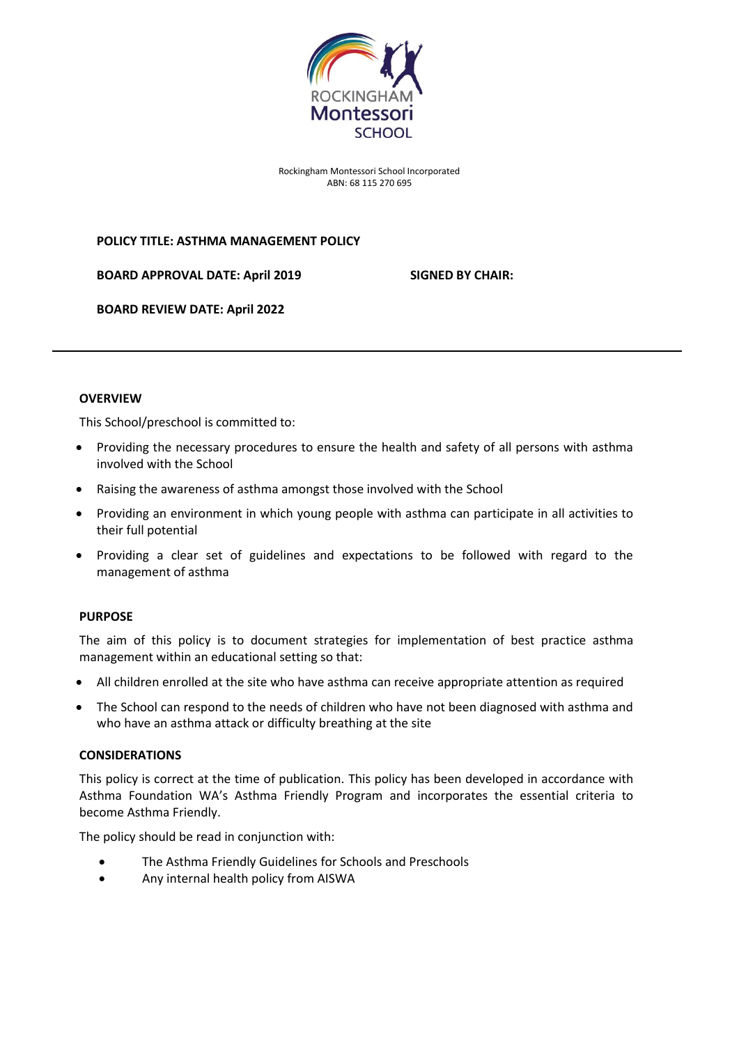ROCKINGHAM
Montessori
SCHOOL

Rockingham Montessori School Incorporated
ABN: 68 115 270 695

**POLICY TITLE: ASTHMA MANAGEMENT POLICY**

**BOARD APPROVAL DATE: April 2019** **SIGNED BY CHAIR:**

**BOARD REVIEW DATE: April 2022**

---

## OVERVIEW

This School/preschool is committed to:

- Providing the necessary procedures to ensure the health and safety of all persons with asthma involved with the School
- Raising the awareness of asthma amongst those involved with the School
- Providing an environment in which young people with asthma can participate in all activities to their full potential
- Providing a clear set of guidelines and expectations to be followed with regard to the management of asthma

## PURPOSE

The aim of this policy is to document strategies for implementation of best practice asthma management within an educational setting so that:

- All children enrolled at the site who have asthma can receive appropriate attention as required
- The School can respond to the needs of children who have not been diagnosed with asthma and who have an asthma attack or difficulty breathing at the site

## CONSIDERATIONS

This policy is correct at the time of publication. This policy has been developed in accordance with Asthma Foundation WA's Asthma Friendly Program and incorporates the essential criteria to become Asthma Friendly.

The policy should be read in conjunction with:

- The Asthma Friendly Guidelines for Schools and Preschools
- Any internal health policy from AISWA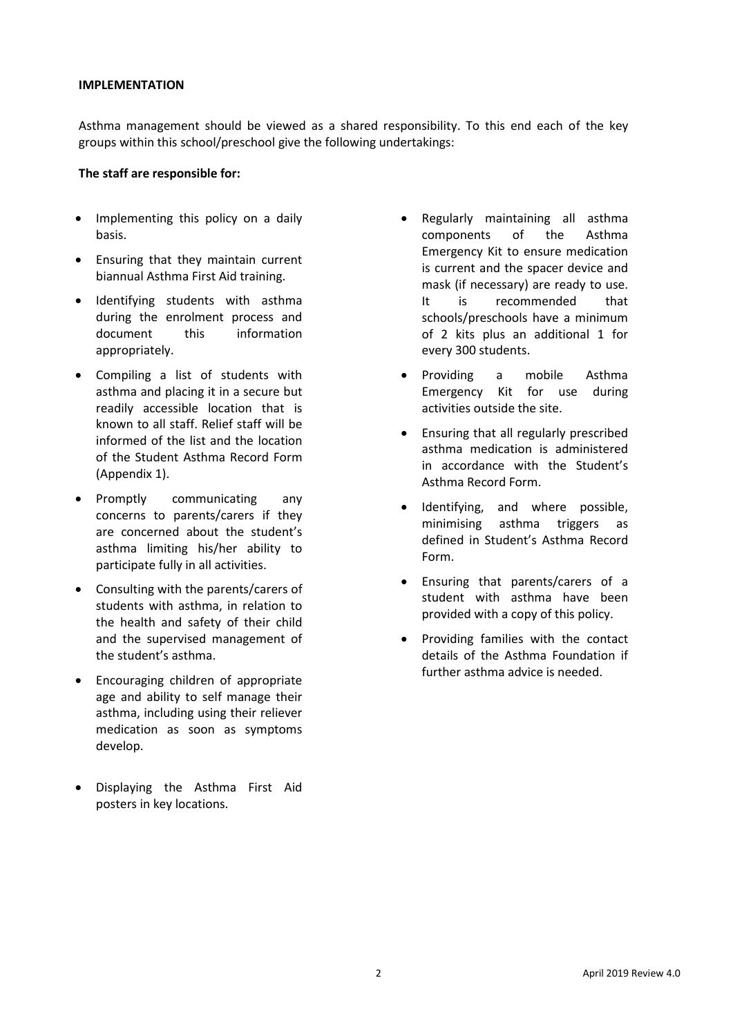**IMPLEMENTATION**

Asthma management should be viewed as a shared responsibility. To this end each of the key groups within this school/preschool give the following undertakings:

**The staff are responsible for:**

- Implementing this policy on a daily basis.
- Ensuring that they maintain current biannual Asthma First Aid training.
- Identifying students with asthma during the enrolment process and document this information appropriately.
- Compiling a list of students with asthma and placing it in a secure but readily accessible location that is known to all staff. Relief staff will be informed of the list and the location of the Student Asthma Record Form (Appendix 1).
- Promptly communicating any concerns to parents/carers if they are concerned about the student's asthma limiting his/her ability to participate fully in all activities.
- Consulting with the parents/carers of students with asthma, in relation to the health and safety of their child and the supervised management of the student's asthma.
- Encouraging children of appropriate age and ability to self manage their asthma, including using their reliever medication as soon as symptoms develop.
- Displaying the Asthma First Aid posters in key locations.
- Regularly maintaining all asthma components of the Asthma Emergency Kit to ensure medication is current and the spacer device and mask (if necessary) are ready to use. It is recommended that schools/preschools have a minimum of 2 kits plus an additional 1 for every 300 students.
- Providing a mobile Asthma Emergency Kit for use during activities outside the site.
- Ensuring that all regularly prescribed asthma medication is administered in accordance with the Student's Asthma Record Form.
- Identifying, and where possible, minimising asthma triggers as defined in Student's Asthma Record Form.
- Ensuring that parents/carers of a student with asthma have been provided with a copy of this policy.
- Providing families with the contact details of the Asthma Foundation if further asthma advice is needed.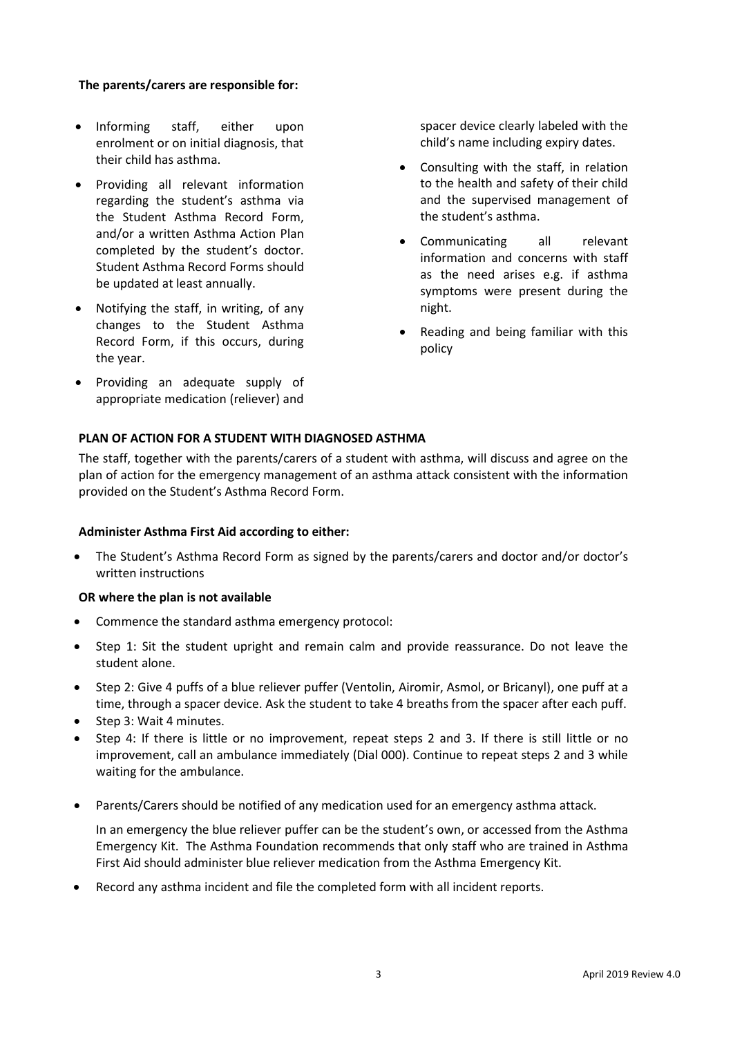**The parents/carers are responsible for:**

- Informing staff, either upon enrolment or on initial diagnosis, that their child has asthma.
- Providing all relevant information regarding the student's asthma via the Student Asthma Record Form, and/or a written Asthma Action Plan completed by the student's doctor. Student Asthma Record Forms should be updated at least annually.
- Notifying the staff, in writing, of any changes to the Student Asthma Record Form, if this occurs, during the year.
- Providing an adequate supply of appropriate medication (reliever) and spacer device clearly labeled with the child's name including expiry dates.
- Consulting with the staff, in relation to the health and safety of their child and the supervised management of the student's asthma.
- Communicating all relevant information and concerns with staff as the need arises e.g. if asthma symptoms were present during the night.
- Reading and being familiar with this policy

**PLAN OF ACTION FOR A STUDENT WITH DIAGNOSED ASTHMA**

The staff, together with the parents/carers of a student with asthma, will discuss and agree on the plan of action for the emergency management of an asthma attack consistent with the information provided on the Student's Asthma Record Form.

**Administer Asthma First Aid according to either:**

- The Student's Asthma Record Form as signed by the parents/carers and doctor and/or doctor's written instructions

**OR where the plan is not available**

- Commence the standard asthma emergency protocol:
- Step 1: Sit the student upright and remain calm and provide reassurance. Do not leave the student alone.
- Step 2: Give 4 puffs of a blue reliever puffer (Ventolin, Airomir, Asmol, or Bricanyl), one puff at a time, through a spacer device. Ask the student to take 4 breaths from the spacer after each puff.
- Step 3: Wait 4 minutes.
- Step 4: If there is little or no improvement, repeat steps 2 and 3. If there is still little or no improvement, call an ambulance immediately (Dial 000). Continue to repeat steps 2 and 3 while waiting for the ambulance.
- Parents/Carers should be notified of any medication used for an emergency asthma attack.

  In an emergency the blue reliever puffer can be the student's own, or accessed from the Asthma Emergency Kit. The Asthma Foundation recommends that only staff who are trained in Asthma First Aid should administer blue reliever medication from the Asthma Emergency Kit.

- Record any asthma incident and file the completed form with all incident reports.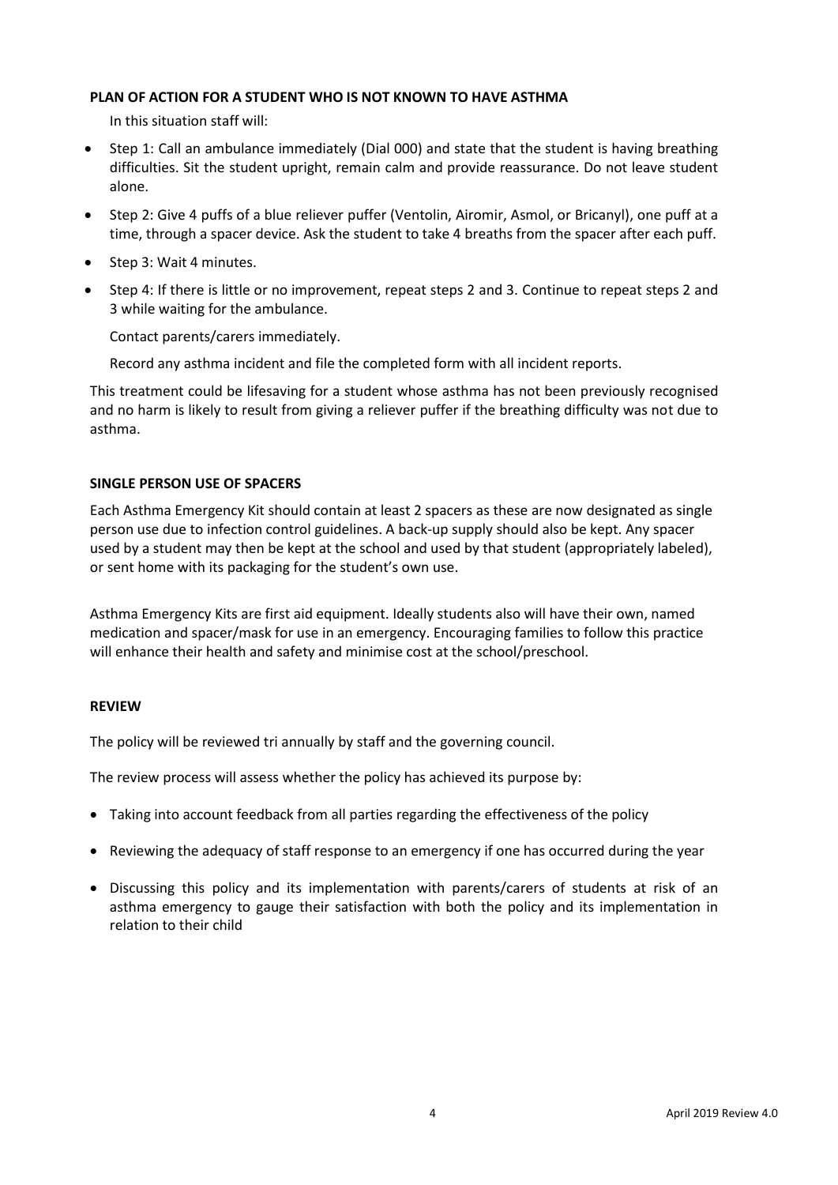### PLAN OF ACTION FOR A STUDENT WHO IS NOT KNOWN TO HAVE ASTHMA

In this situation staff will:

- Step 1: Call an ambulance immediately (Dial 000) and state that the student is having breathing difficulties. Sit the student upright, remain calm and provide reassurance. Do not leave student alone.
- Step 2: Give 4 puffs of a blue reliever puffer (Ventolin, Airomir, Asmol, or Bricanyl), one puff at a time, through a spacer device. Ask the student to take 4 breaths from the spacer after each puff.
- Step 3: Wait 4 minutes.
- Step 4: If there is little or no improvement, repeat steps 2 and 3. Continue to repeat steps 2 and 3 while waiting for the ambulance.

  Contact parents/carers immediately.

  Record any asthma incident and file the completed form with all incident reports.

This treatment could be lifesaving for a student whose asthma has not been previously recognised and no harm is likely to result from giving a reliever puffer if the breathing difficulty was not due to asthma.

### SINGLE PERSON USE OF SPACERS

Each Asthma Emergency Kit should contain at least 2 spacers as these are now designated as single person use due to infection control guidelines. A back-up supply should also be kept. Any spacer used by a student may then be kept at the school and used by that student (appropriately labeled), or sent home with its packaging for the student's own use.

Asthma Emergency Kits are first aid equipment. Ideally students also will have their own, named medication and spacer/mask for use in an emergency. Encouraging families to follow this practice will enhance their health and safety and minimise cost at the school/preschool.

### REVIEW

The policy will be reviewed tri annually by staff and the governing council.

The review process will assess whether the policy has achieved its purpose by:

- Taking into account feedback from all parties regarding the effectiveness of the policy
- Reviewing the adequacy of staff response to an emergency if one has occurred during the year
- Discussing this policy and its implementation with parents/carers of students at risk of an asthma emergency to gauge their satisfaction with both the policy and its implementation in relation to their child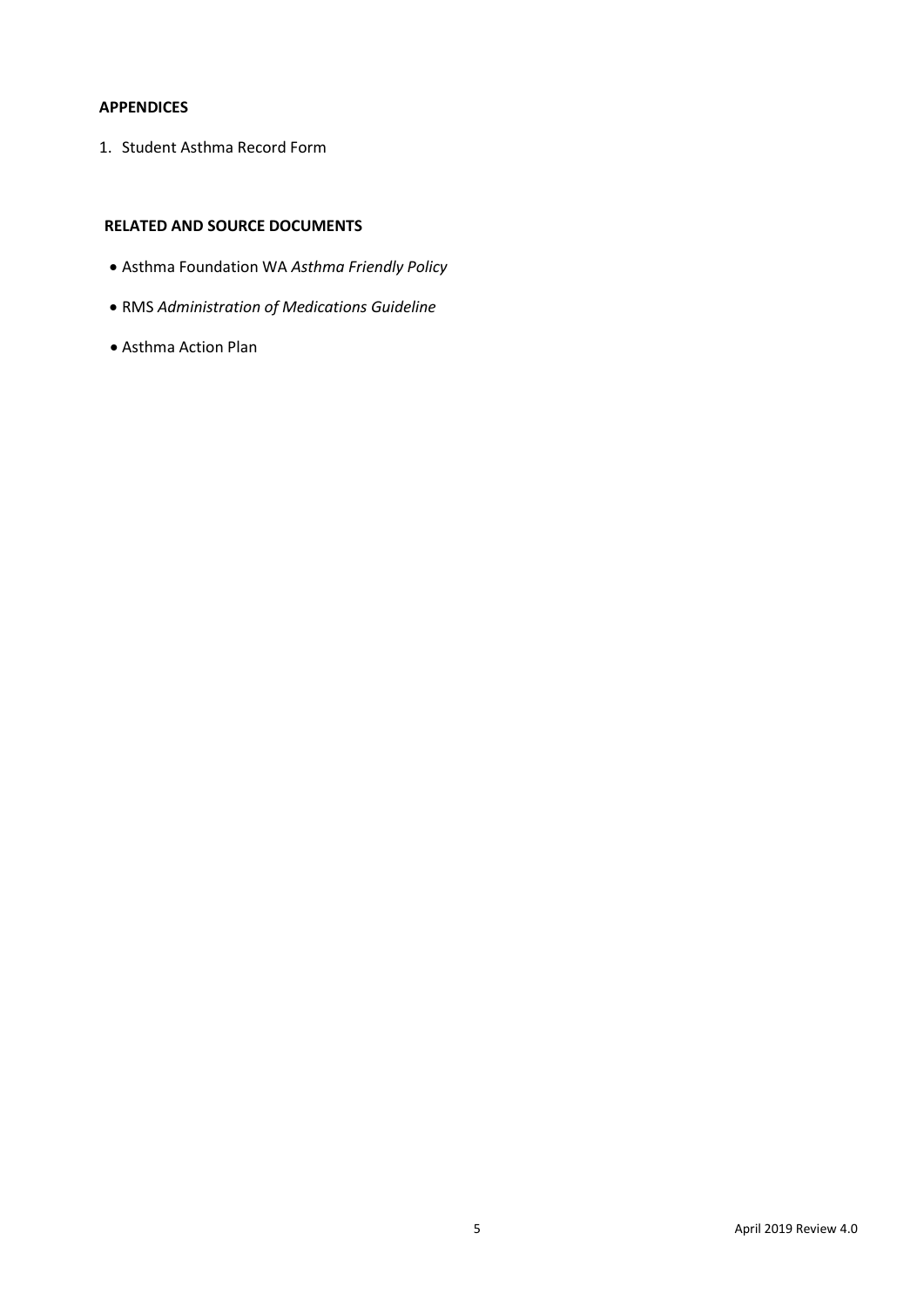**APPENDICES**

1. Student Asthma Record Form

**RELATED AND SOURCE DOCUMENTS**

- Asthma Foundation WA *Asthma Friendly Policy*
- RMS *Administration of Medications Guideline*
- Asthma Action Plan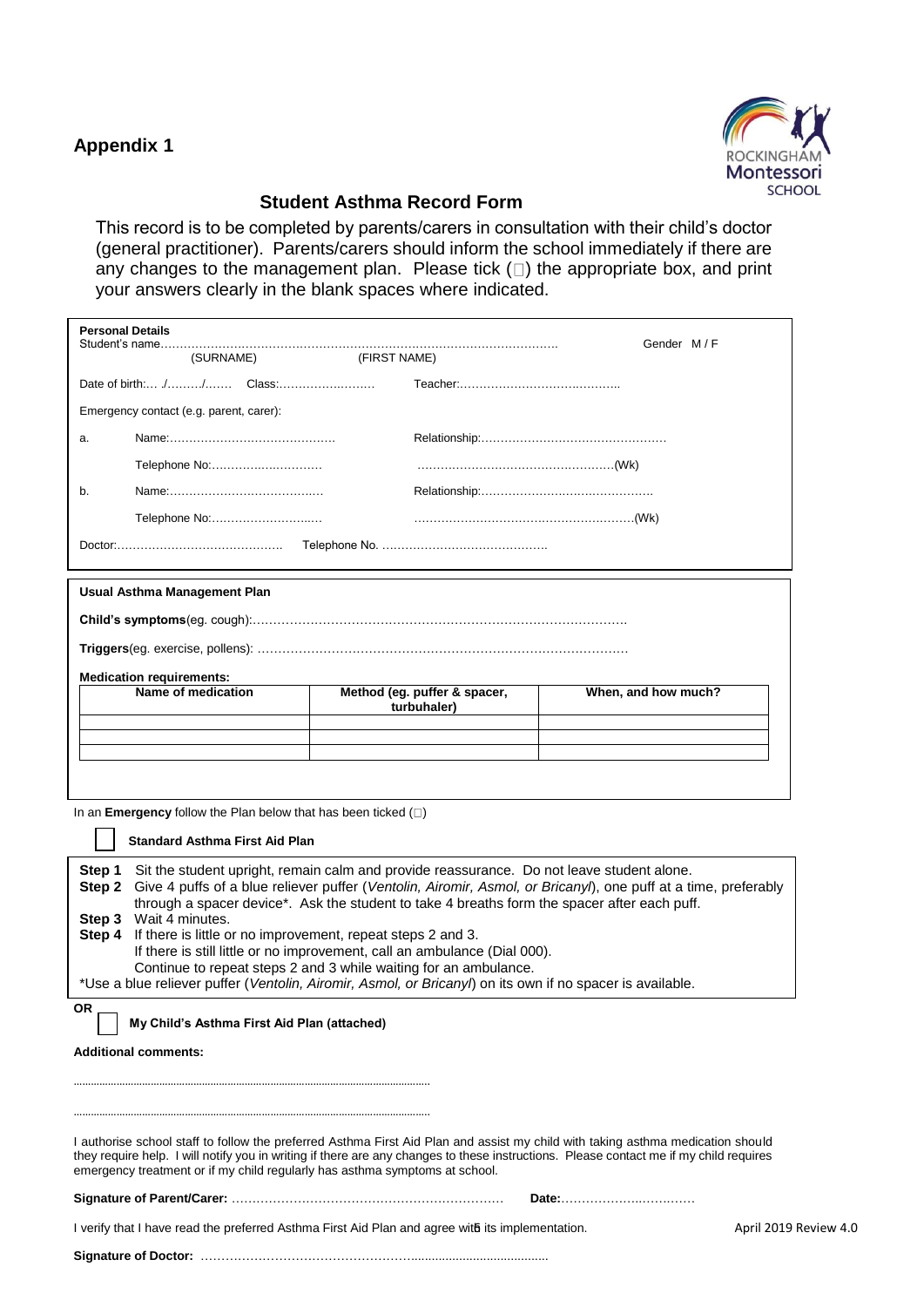## Appendix 1

### Student Asthma Record Form

This record is to be completed by parents/carers in consultation with their child's doctor (general practitioner). Parents/carers should inform the school immediately if there are any changes to the management plan. Please tick (□) the appropriate box, and print your answers clearly in the blank spaces where indicated.

**Personal Details**

Student's name…………………………………………………………………………………………… Gender M / F
(SURNAME) (FIRST NAME)

Date of birth:… ./………/……. Class:……………..……… Teacher:……………………………..………..

Emergency contact (e.g. parent, carer):

a. Name:…………………………………… Relationship:…………………………………………

Telephone No:…………..…………… ……………………………………………(Wk)

b. Name:…………………………………. Relationship:……………………………..…………

Telephone No:…………………….…. …………………………………………………(Wk)

Doctor:……………………………………. Telephone No. ……………………………………

**Usual Asthma Management Plan**

**Child's symptoms**(eg. cough):……………………………………………………………………………….

**Triggers**(eg. exercise, pollens): ……………………………………………………………………………

**Medication requirements:**

| Name of medication | Method (eg. puffer & spacer, turbuhaler) | When, and how much? |
|---|---|---|
| | | |
| | | |
| | | |

In an **Emergency** follow the Plan below that has been ticked (□)

☐ **Standard Asthma First Aid Plan**

**Step 1** Sit the student upright, remain calm and provide reassurance. Do not leave student alone.
**Step 2** Give 4 puffs of a blue reliever puffer (*Ventolin, Airomir, Asmol, or Bricanyl*), one puff at a time, preferably through a spacer device*. Ask the student to take 4 breaths form the spacer after each puff.
**Step 3** Wait 4 minutes.
**Step 4** If there is little or no improvement, repeat steps 2 and 3.
If there is still little or no improvement, call an ambulance (Dial 000).
Continue to repeat steps 2 and 3 while waiting for an ambulance.

*Use a blue reliever puffer (*Ventolin, Airomir, Asmol, or Bricanyl*) on its own if no spacer is available.

**OR**

☐ **My Child's Asthma First Aid Plan (attached)**

**Additional comments:**

……………………………………………………………………………………………………………

……………………………………………………………………………………………………………

I authorise school staff to follow the preferred Asthma First Aid Plan and assist my child with taking asthma medication should they require help. I will notify you in writing if there are any changes to these instructions. Please contact me if my child requires emergency treatment or if my child regularly has asthma symptoms at school.

**Signature of Parent/Carer:** ………………………………………………………… **Date:**……………….……….…

I verify that I have read the preferred Asthma First Aid Plan and agree with its implementation.

April 2019 Review 4.0

**Signature of Doctor:** ……………………………………………........................................